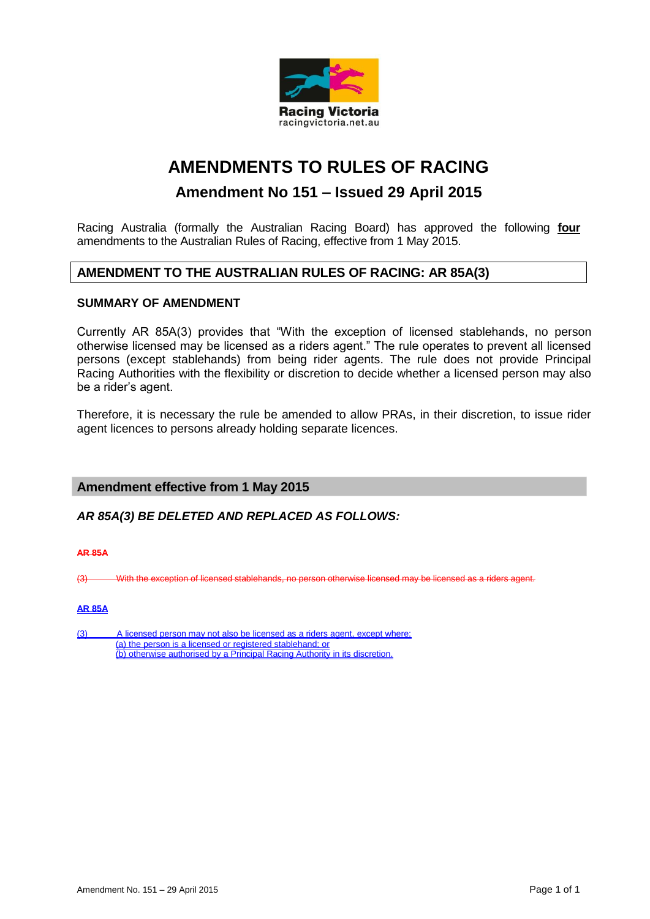Racing Victoria
racingvictoria.net.au

# AMENDMENTS TO RULES OF RACING

## Amendment No 151 – Issued 29 April 2015

Racing Australia (formally the Australian Racing Board) has approved the following **four** amendments to the Australian Rules of Racing, effective from 1 May 2015.

## AMENDMENT TO THE AUSTRALIAN RULES OF RACING: AR 85A(3)

### SUMMARY OF AMENDMENT

Currently AR 85A(3) provides that "With the exception of licensed stablehands, no person otherwise licensed may be licensed as a riders agent." The rule operates to prevent all licensed persons (except stablehands) from being rider agents. The rule does not provide Principal Racing Authorities with the flexibility or discretion to decide whether a licensed person may also be a rider's agent.

Therefore, it is necessary the rule be amended to allow PRAs, in their discretion, to issue rider agent licences to persons already holding separate licences.

### Amendment effective from 1 May 2015

***AR 85A(3) BE DELETED AND REPLACED AS FOLLOWS:***

~~**AR 85A**~~

~~(3) With the exception of licensed stablehands, no person otherwise licensed may be licensed as a riders agent.~~

<u>**AR 85A**</u>

<u>(3) A licensed person may not also be licensed as a riders agent, except where:</u>
<u>(a) the person is a licensed or registered stablehand; or</u>
<u>(b) otherwise authorised by a Principal Racing Authority in its discretion.</u>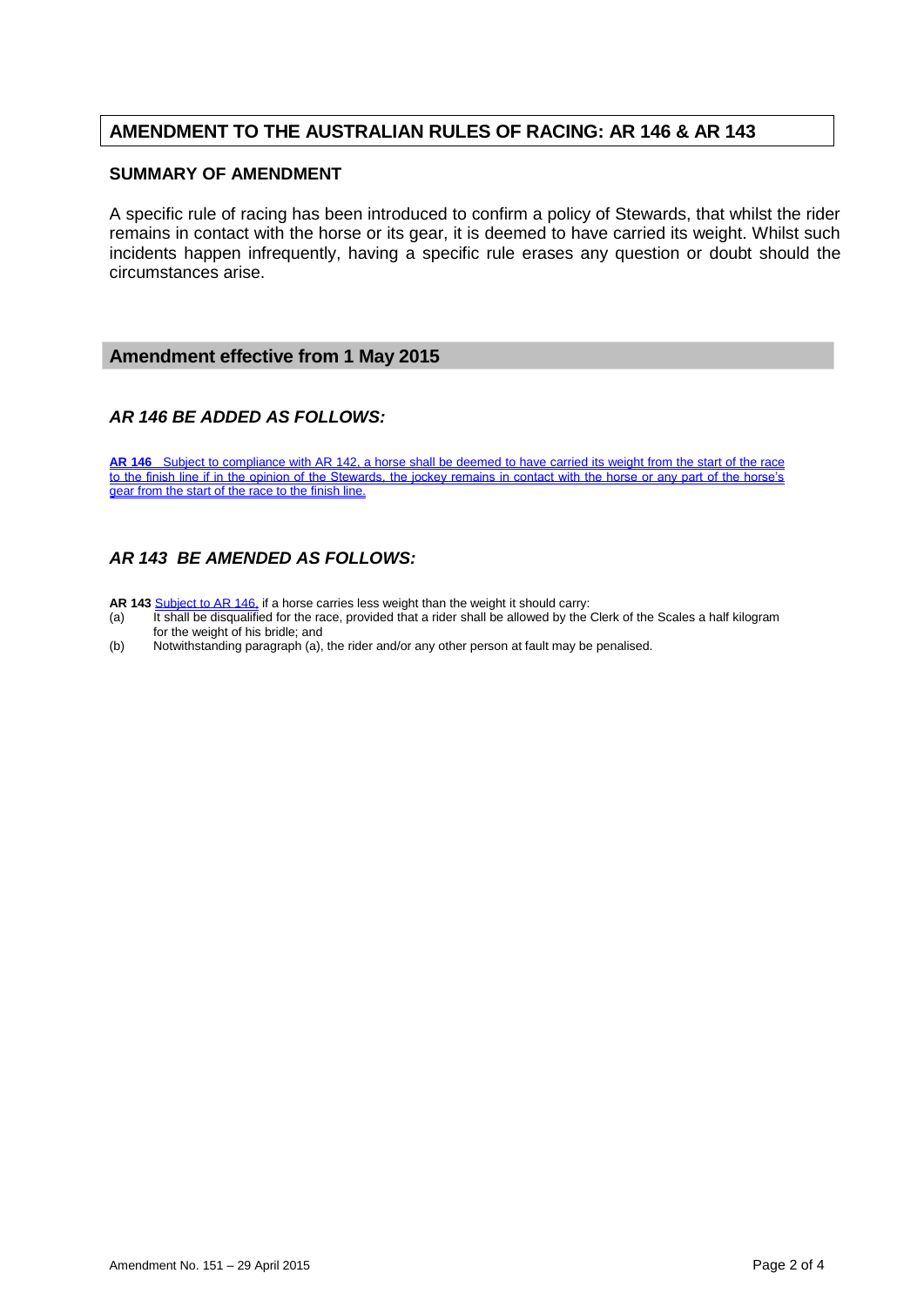## AMENDMENT TO THE AUSTRALIAN RULES OF RACING: AR 146 & AR 143

### SUMMARY OF AMENDMENT

A specific rule of racing has been introduced to confirm a policy of Stewards, that whilst the rider remains in contact with the horse or its gear, it is deemed to have carried its weight. Whilst such incidents happen infrequently, having a specific rule erases any question or doubt should the circumstances arise.

## Amendment effective from 1 May 2015

### *AR 146 BE ADDED AS FOLLOWS:*

**AR 146** Subject to compliance with AR 142, a horse shall be deemed to have carried its weight from the start of the race to the finish line if in the opinion of the Stewards, the jockey remains in contact with the horse or any part of the horse's gear from the start of the race to the finish line.

### *AR 143 BE AMENDED AS FOLLOWS:*

**AR 143** Subject to AR 146, if a horse carries less weight than the weight it should carry:

(a) It shall be disqualified for the race, provided that a rider shall be allowed by the Clerk of the Scales a half kilogram for the weight of his bridle; and

(b) Notwithstanding paragraph (a), the rider and/or any other person at fault may be penalised.

Amendment No. 151 – 29 April 2015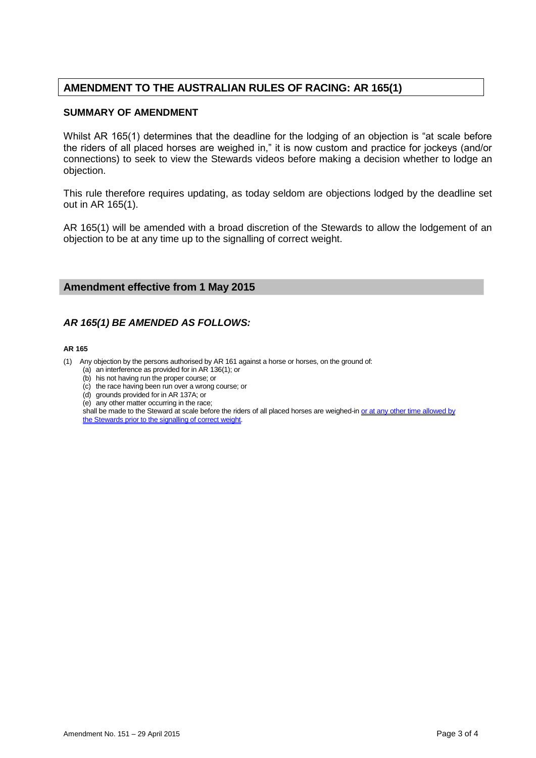## AMENDMENT TO THE AUSTRALIAN RULES OF RACING: AR 165(1)

### SUMMARY OF AMENDMENT

Whilst AR 165(1) determines that the deadline for the lodging of an objection is "at scale before the riders of all placed horses are weighed in," it is now custom and practice for jockeys (and/or connections) to seek to view the Stewards videos before making a decision whether to lodge an objection.

This rule therefore requires updating, as today seldom are objections lodged by the deadline set out in AR 165(1).

AR 165(1) will be amended with a broad discretion of the Stewards to allow the lodgement of an objection to be at any time up to the signalling of correct weight.

## Amendment effective from 1 May 2015

### *AR 165(1) BE AMENDED AS FOLLOWS:*

**AR 165**

(1) Any objection by the persons authorised by AR 161 against a horse or horses, on the ground of:
  - (a) an interference as provided for in AR 136(1); or
  - (b) his not having run the proper course; or
  - (c) the race having been run over a wrong course; or
  - (d) grounds provided for in AR 137A; or
  - (e) any other matter occurring in the race;

  shall be made to the Steward at scale before the riders of all placed horses are weighed-in or at any other time allowed by the Stewards prior to the signalling of correct weight.

Amendment No. 151 – 29 April 2015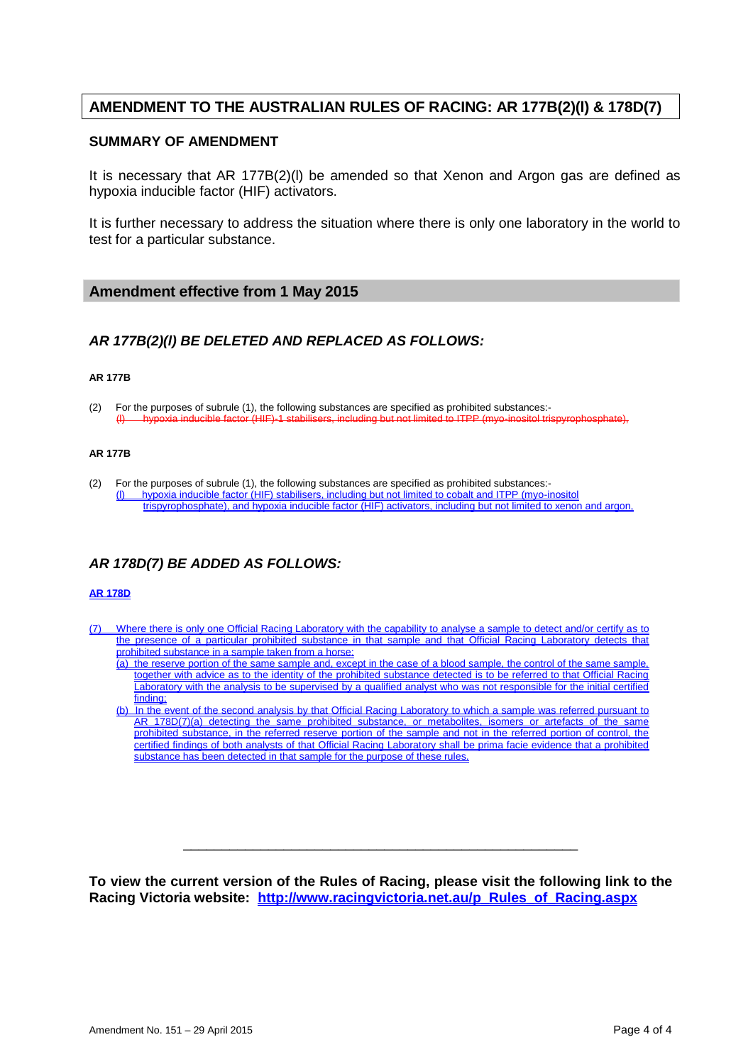## AMENDMENT TO THE AUSTRALIAN RULES OF RACING: AR 177B(2)(l) & 178D(7)

### SUMMARY OF AMENDMENT

It is necessary that AR 177B(2)(l) be amended so that Xenon and Argon gas are defined as hypoxia inducible factor (HIF) activators.

It is further necessary to address the situation where there is only one laboratory in the world to test for a particular substance.

### Amendment effective from 1 May 2015

### *AR 177B(2)(l) BE DELETED AND REPLACED AS FOLLOWS:*

**AR 177B**

(2) For the purposes of subrule (1), the following substances are specified as prohibited substances:-
~~(l) hypoxia inducible factor (HIF)-1 stabilisers, including but not limited to ITPP (myo-inositol trispyrophosphate),~~

**AR 177B**

(2) For the purposes of subrule (1), the following substances are specified as prohibited substances:-
(l) hypoxia inducible factor (HIF) stabilisers, including but not limited to cobalt and ITPP (myo-inositol trispyrophosphate), and hypoxia inducible factor (HIF) activators, including but not limited to xenon and argon,

### *AR 178D(7) BE ADDED AS FOLLOWS:*

**AR 178D**

(7) Where there is only one Official Racing Laboratory with the capability to analyse a sample to detect and/or certify as to the presence of a particular prohibited substance in that sample and that Official Racing Laboratory detects that prohibited substance in a sample taken from a horse:

(a) the reserve portion of the same sample and, except in the case of a blood sample, the control of the same sample, together with advice as to the identity of the prohibited substance detected is to be referred to that Official Racing Laboratory with the analysis to be supervised by a qualified analyst who was not responsible for the initial certified finding;

(b) In the event of the second analysis by that Official Racing Laboratory to which a sample was referred pursuant to AR 178D(7)(a) detecting the same prohibited substance, or metabolites, isomers or artefacts of the same prohibited substance, in the referred reserve portion of the sample and not in the referred portion of control, the certified findings of both analysts of that Official Racing Laboratory shall be prima facie evidence that a prohibited substance has been detected in that sample for the purpose of these rules.

---

**To view the current version of the Rules of Racing, please visit the following link to the Racing Victoria website: [http://www.racingvictoria.net.au/p_Rules_of_Racing.aspx](http://www.racingvictoria.net.au/p_Rules_of_Racing.aspx)**

Amendment No. 151 – 29 April 2015